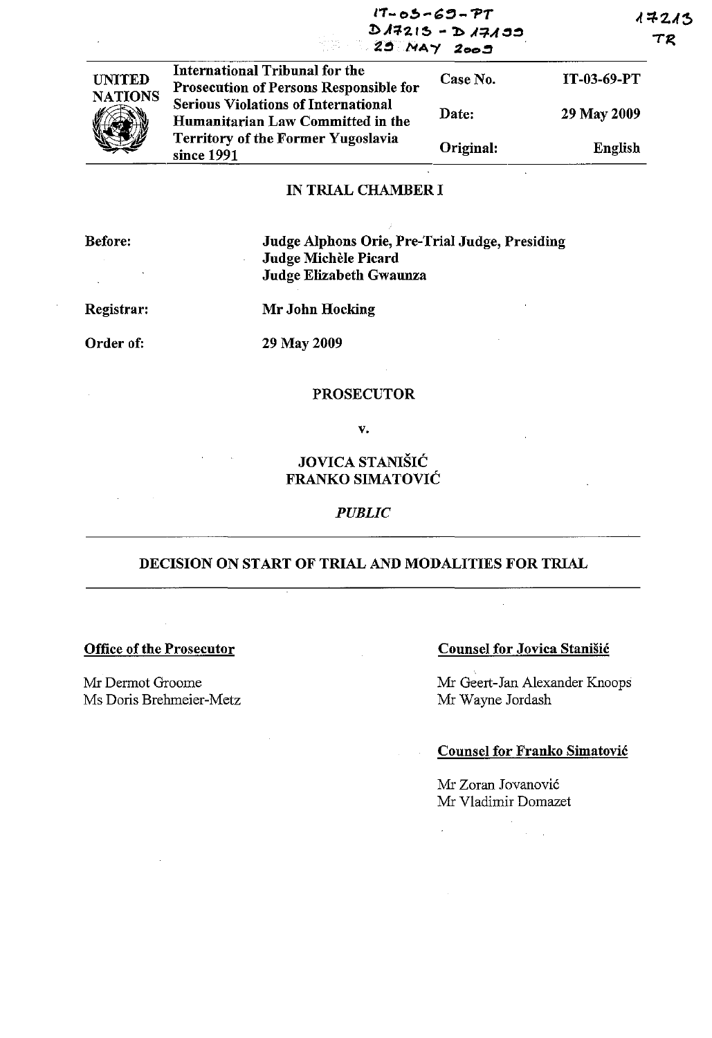IT-03-69-PT
D17213 - D17199
29 MAY 2009

17213
TR

| UNITED NATIONS | International Tribunal for the Prosecution of Persons Responsible for Serious Violations of International Humanitarian Law Committed in the Territory of the Former Yugoslavia since 1991 | Case No. | IT-03-69-PT |
|---|---|---|---|
| | | Date: | 29 May 2009 |
| | | Original: | English |

**IN TRIAL CHAMBER I**

**Before:** **Judge Alphons Orie, Pre-Trial Judge, Presiding**
**Judge Michèle Picard**
**Judge Elizabeth Gwaunza**

**Registrar:** **Mr John Hocking**

**Order of:** **29 May 2009**

**PROSECUTOR**

**v.**

**JOVICA STANIŠIĆ**
**FRANKO SIMATOVIĆ**

***PUBLIC***

## DECISION ON START OF TRIAL AND MODALITIES FOR TRIAL

**Office of the Prosecutor**

Mr Dermot Groome
Ms Doris Brehmeier-Metz

**Counsel for Jovica Stanišić**

Mr Geert-Jan Alexander Knoops
Mr Wayne Jordash

**Counsel for Franko Simatović**

Mr Zoran Jovanović
Mr Vladimir Domazet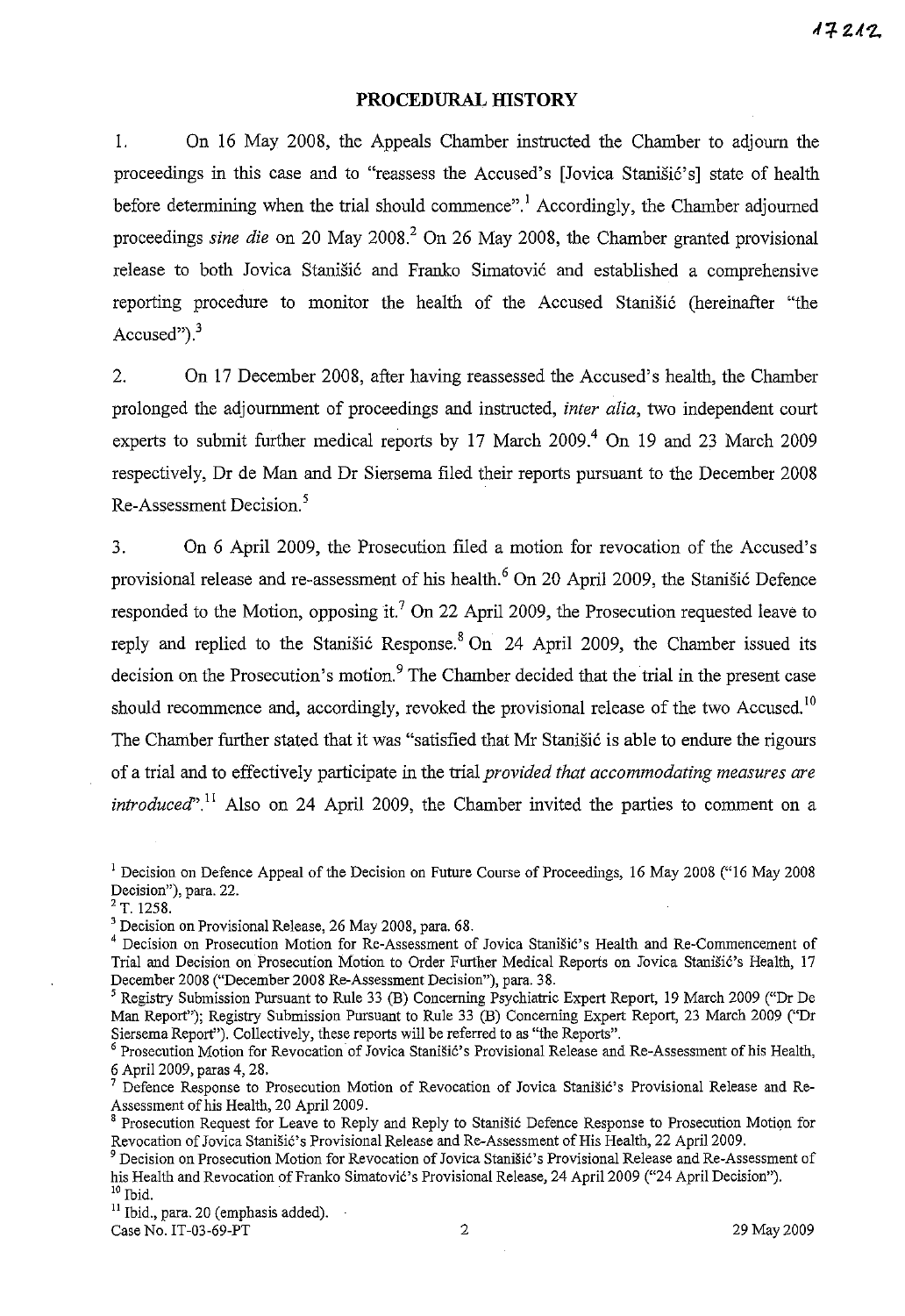## PROCEDURAL HISTORY

1. On 16 May 2008, the Appeals Chamber instructed the Chamber to adjourn the proceedings in this case and to "reassess the Accused's [Jovica Stanišić's] state of health before determining when the trial should commence".[1] Accordingly, the Chamber adjourned proceedings *sine die* on 20 May 2008.[2] On 26 May 2008, the Chamber granted provisional release to both Jovica Stanišić and Franko Simatović and established a comprehensive reporting procedure to monitor the health of the Accused Stanišić (hereinafter "the Accused").[3]

2. On 17 December 2008, after having reassessed the Accused's health, the Chamber prolonged the adjournment of proceedings and instructed, *inter alia*, two independent court experts to submit further medical reports by 17 March 2009.[4] On 19 and 23 March 2009 respectively, Dr de Man and Dr Siersema filed their reports pursuant to the December 2008 Re-Assessment Decision.[5]

3. On 6 April 2009, the Prosecution filed a motion for revocation of the Accused's provisional release and re-assessment of his health.[6] On 20 April 2009, the Stanišić Defence responded to the Motion, opposing it.[7] On 22 April 2009, the Prosecution requested leave to reply and replied to the Stanišić Response.[8] On 24 April 2009, the Chamber issued its decision on the Prosecution's motion.[9] The Chamber decided that the trial in the present case should recommence and, accordingly, revoked the provisional release of the two Accused.[10] The Chamber further stated that it was "satisfied that Mr Stanišić is able to endure the rigours of a trial and to effectively participate in the trial *provided that accommodating measures are introduced*".[11] Also on 24 April 2009, the Chamber invited the parties to comment on a

---

[1] Decision on Defence Appeal of the Decision on Future Course of Proceedings, 16 May 2008 ("16 May 2008 Decision"), para. 22.

[2] T. 1258.

[3] Decision on Provisional Release, 26 May 2008, para. 68.

[4] Decision on Prosecution Motion for Re-Assessment of Jovica Stanišić's Health and Re-Commencement of Trial and Decision on Prosecution Motion to Order Further Medical Reports on Jovica Stanišić's Health, 17 December 2008 ("December 2008 Re-Assessment Decision"), para. 38.

[5] Registry Submission Pursuant to Rule 33 (B) Concerning Psychiatric Expert Report, 19 March 2009 ("Dr De Man Report"); Registry Submission Pursuant to Rule 33 (B) Concerning Expert Report, 23 March 2009 ("Dr Siersema Report"). Collectively, these reports will be referred to as "the Reports".

[6] Prosecution Motion for Revocation of Jovica Stanišić's Provisional Release and Re-Assessment of his Health, 6 April 2009, paras 4, 28.

[7] Defence Response to Prosecution Motion of Revocation of Jovica Stanišić's Provisional Release and Re-Assessment of his Health, 20 April 2009.

[8] Prosecution Request for Leave to Reply and Reply to Stanišić Defence Response to Prosecution Motion for Revocation of Jovica Stanišić's Provisional Release and Re-Assessment of His Health, 22 April 2009.

[9] Decision on Prosecution Motion for Revocation of Jovica Stanišić's Provisional Release and Re-Assessment of his Health and Revocation of Franko Simatović's Provisional Release, 24 April 2009 ("24 April Decision").

[10] Ibid.

[11] Ibid., para. 20 (emphasis added).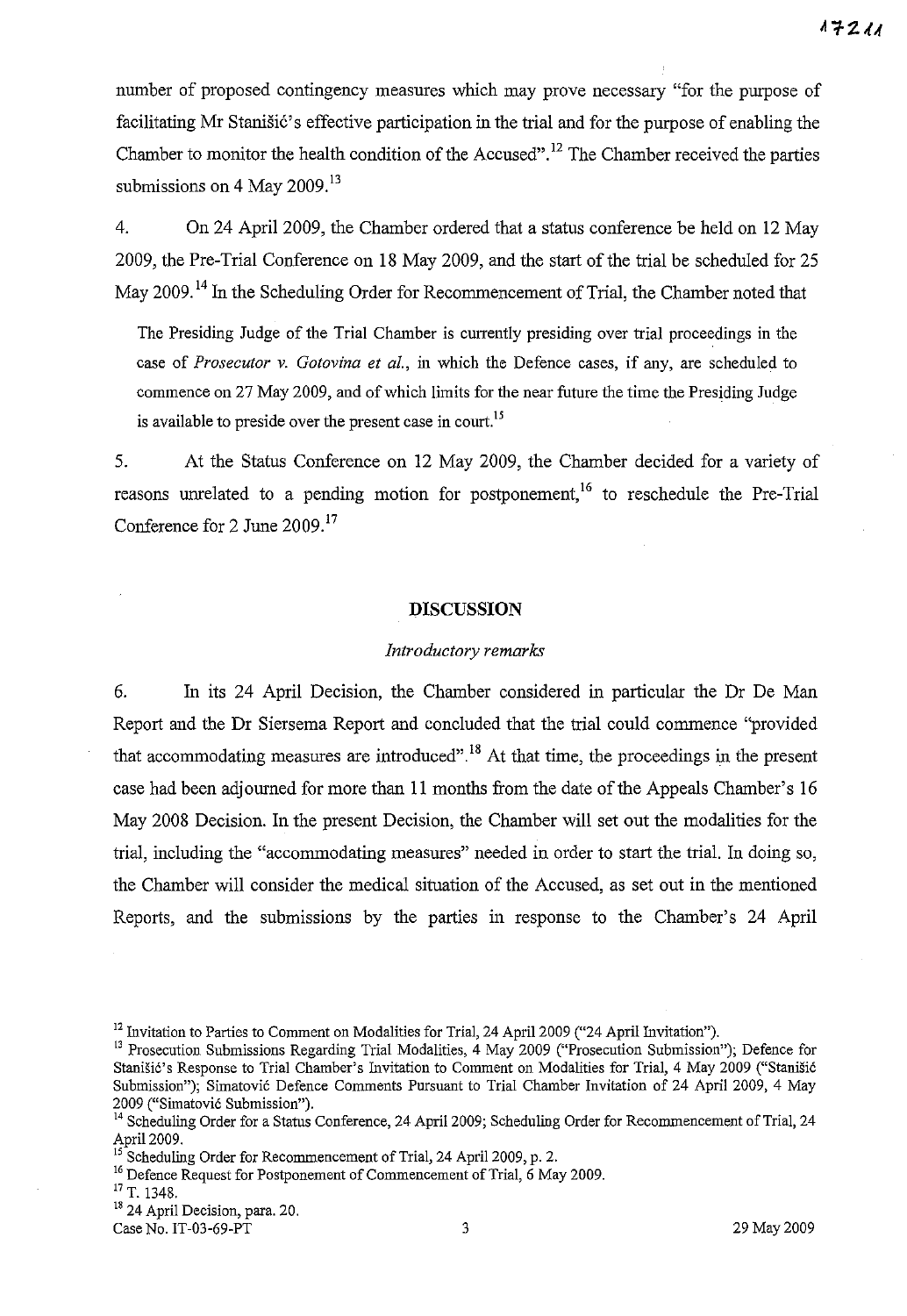number of proposed contingency measures which may prove necessary "for the purpose of facilitating Mr Stanišić's effective participation in the trial and for the purpose of enabling the Chamber to monitor the health condition of the Accused".[12] The Chamber received the parties submissions on 4 May 2009.[13]

4. On 24 April 2009, the Chamber ordered that a status conference be held on 12 May 2009, the Pre-Trial Conference on 18 May 2009, and the start of the trial be scheduled for 25 May 2009.[14] In the Scheduling Order for Recommencement of Trial, the Chamber noted that

> The Presiding Judge of the Trial Chamber is currently presiding over trial proceedings in the case of *Prosecutor v. Gotovina et al.*, in which the Defence cases, if any, are scheduled to commence on 27 May 2009, and of which limits for the near future the time the Presiding Judge is available to preside over the present case in court.[15]

5. At the Status Conference on 12 May 2009, the Chamber decided for a variety of reasons unrelated to a pending motion for postponement,[16] to reschedule the Pre-Trial Conference for 2 June 2009.[17]

## DISCUSSION

### *Introductory remarks*

6. In its 24 April Decision, the Chamber considered in particular the Dr De Man Report and the Dr Siersema Report and concluded that the trial could commence "provided that accommodating measures are introduced".[18] At that time, the proceedings in the present case had been adjourned for more than 11 months from the date of the Appeals Chamber's 16 May 2008 Decision. In the present Decision, the Chamber will set out the modalities for the trial, including the "accommodating measures" needed in order to start the trial. In doing so, the Chamber will consider the medical situation of the Accused, as set out in the mentioned Reports, and the submissions by the parties in response to the Chamber's 24 April

---

[12] Invitation to Parties to Comment on Modalities for Trial, 24 April 2009 ("24 April Invitation").

[13] Prosecution Submissions Regarding Trial Modalities, 4 May 2009 ("Prosecution Submission"); Defence for Stanišić's Response to Trial Chamber's Invitation to Comment on Modalities for Trial, 4 May 2009 ("Stanišić Submission"); Simatović Defence Comments Pursuant to Trial Chamber Invitation of 24 April 2009, 4 May 2009 ("Simatović Submission").

[14] Scheduling Order for a Status Conference, 24 April 2009; Scheduling Order for Recommencement of Trial, 24 April 2009.

[15] Scheduling Order for Recommencement of Trial, 24 April 2009, p. 2.

[16] Defence Request for Postponement of Commencement of Trial, 6 May 2009.

[17] T. 1348.

[18] 24 April Decision, para. 20.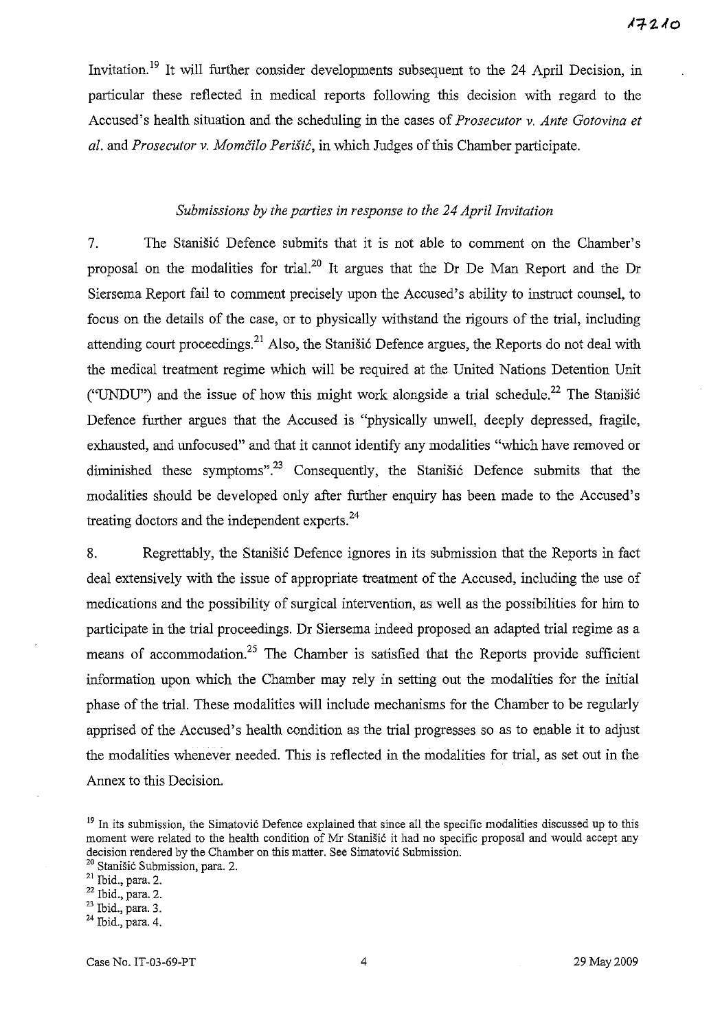Invitation.[19] It will further consider developments subsequent to the 24 April Decision, in particular these reflected in medical reports following this decision with regard to the Accused's health situation and the scheduling in the cases of *Prosecutor v. Ante Gotovina et al.* and *Prosecutor v. Momčilo Perišić*, in which Judges of this Chamber participate.

*Submissions by the parties in response to the 24 April Invitation*

7. The Stanišić Defence submits that it is not able to comment on the Chamber's proposal on the modalities for trial.[20] It argues that the Dr De Man Report and the Dr Siersema Report fail to comment precisely upon the Accused's ability to instruct counsel, to focus on the details of the case, or to physically withstand the rigours of the trial, including attending court proceedings.[21] Also, the Stanišić Defence argues, the Reports do not deal with the medical treatment regime which will be required at the United Nations Detention Unit ("UNDU") and the issue of how this might work alongside a trial schedule.[22] The Stanišić Defence further argues that the Accused is "physically unwell, deeply depressed, fragile, exhausted, and unfocused" and that it cannot identify any modalities "which have removed or diminished these symptoms".[23] Consequently, the Stanišić Defence submits that the modalities should be developed only after further enquiry has been made to the Accused's treating doctors and the independent experts.[24]

8. Regrettably, the Stanišić Defence ignores in its submission that the Reports in fact deal extensively with the issue of appropriate treatment of the Accused, including the use of medications and the possibility of surgical intervention, as well as the possibilities for him to participate in the trial proceedings. Dr Siersema indeed proposed an adapted trial regime as a means of accommodation.[25] The Chamber is satisfied that the Reports provide sufficient information upon which the Chamber may rely in setting out the modalities for the initial phase of the trial. These modalities will include mechanisms for the Chamber to be regularly apprised of the Accused's health condition as the trial progresses so as to enable it to adjust the modalities whenever needed. This is reflected in the modalities for trial, as set out in the Annex to this Decision.

---

[19] In its submission, the Simatović Defence explained that since all the specific modalities discussed up to this moment were related to the health condition of Mr Stanišić it had no specific proposal and would accept any decision rendered by the Chamber on this matter. See Simatović Submission.

[20] Stanišić Submission, para. 2.

[21] Ibid., para. 2.

[22] Ibid., para. 2.

[23] Ibid., para. 3.

[24] Ibid., para. 4.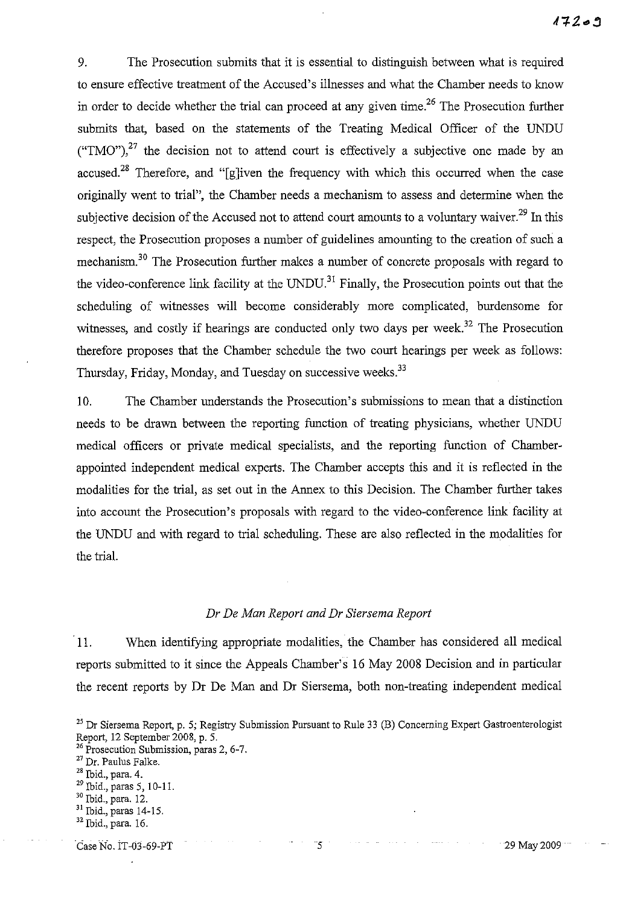9. The Prosecution submits that it is essential to distinguish between what is required to ensure effective treatment of the Accused's illnesses and what the Chamber needs to know in order to decide whether the trial can proceed at any given time.[26] The Prosecution further submits that, based on the statements of the Treating Medical Officer of the UNDU ("TMO"),[27] the decision not to attend court is effectively a subjective one made by an accused.[28] Therefore, and "[g]iven the frequency with which this occurred when the case originally went to trial", the Chamber needs a mechanism to assess and determine when the subjective decision of the Accused not to attend court amounts to a voluntary waiver.[29] In this respect, the Prosecution proposes a number of guidelines amounting to the creation of such a mechanism.[30] The Prosecution further makes a number of concrete proposals with regard to the video-conference link facility at the UNDU.[31] Finally, the Prosecution points out that the scheduling of witnesses will become considerably more complicated, burdensome for witnesses, and costly if hearings are conducted only two days per week.[32] The Prosecution therefore proposes that the Chamber schedule the two court hearings per week as follows: Thursday, Friday, Monday, and Tuesday on successive weeks.[33]

10. The Chamber understands the Prosecution's submissions to mean that a distinction needs to be drawn between the reporting function of treating physicians, whether UNDU medical officers or private medical specialists, and the reporting function of Chamber-appointed independent medical experts. The Chamber accepts this and it is reflected in the modalities for the trial, as set out in the Annex to this Decision. The Chamber further takes into account the Prosecution's proposals with regard to the video-conference link facility at the UNDU and with regard to trial scheduling. These are also reflected in the modalities for the trial.

*Dr De Man Report and Dr Siersema Report*

11. When identifying appropriate modalities, the Chamber has considered all medical reports submitted to it since the Appeals Chamber's 16 May 2008 Decision and in particular the recent reports by Dr De Man and Dr Siersema, both non-treating independent medical

[25] Dr Siersema Report, p. 5; Registry Submission Pursuant to Rule 33 (B) Concerning Expert Gastroenterologist Report, 12 September 2008, p. 5.

[26] Prosecution Submission, paras 2, 6-7.

[27] Dr. Paulus Falke.

[28] Ibid., para. 4.

[29] Ibid., paras 5, 10-11.

[30] Ibid., para. 12.

[31] Ibid., paras 14-15.

[32] Ibid., para. 16.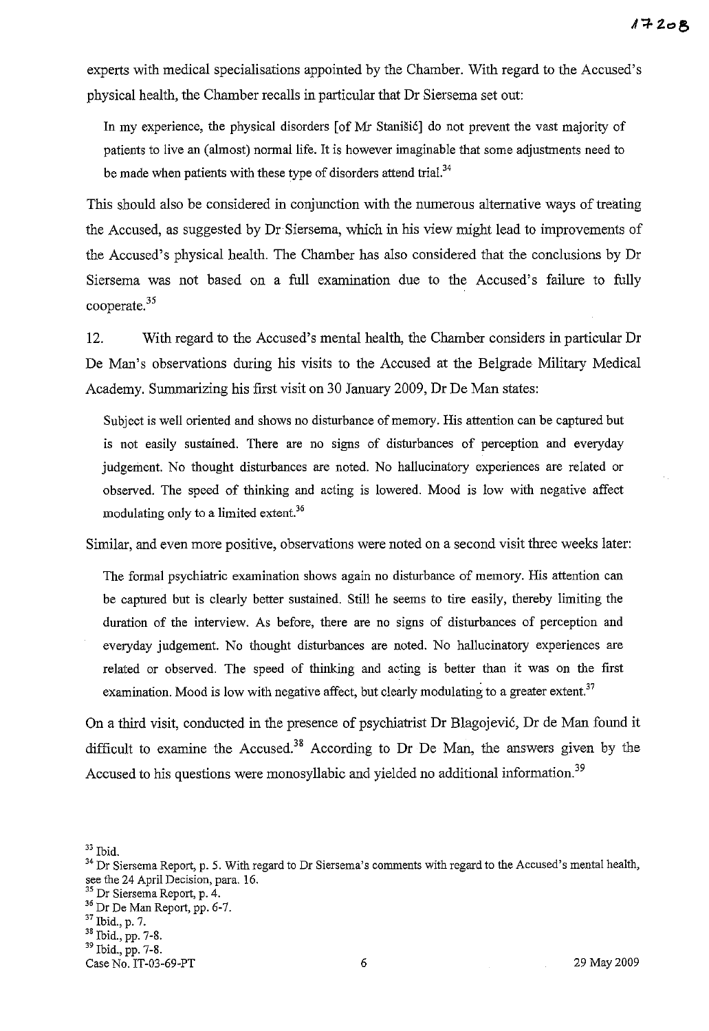experts with medical specialisations appointed by the Chamber. With regard to the Accused's physical health, the Chamber recalls in particular that Dr Siersema set out:

> In my experience, the physical disorders [of Mr Stanišić] do not prevent the vast majority of patients to live an (almost) normal life. It is however imaginable that some adjustments need to be made when patients with these type of disorders attend trial.[34]

This should also be considered in conjunction with the numerous alternative ways of treating the Accused, as suggested by Dr Siersema, which in his view might lead to improvements of the Accused's physical health. The Chamber has also considered that the conclusions by Dr Siersema was not based on a full examination due to the Accused's failure to fully cooperate.[35]

12. With regard to the Accused's mental health, the Chamber considers in particular Dr De Man's observations during his visits to the Accused at the Belgrade Military Medical Academy. Summarizing his first visit on 30 January 2009, Dr De Man states:

> Subject is well oriented and shows no disturbance of memory. His attention can be captured but is not easily sustained. There are no signs of disturbances of perception and everyday judgement. No thought disturbances are noted. No hallucinatory experiences are related or observed. The speed of thinking and acting is lowered. Mood is low with negative affect modulating only to a limited extent.[36]

Similar, and even more positive, observations were noted on a second visit three weeks later:

> The formal psychiatric examination shows again no disturbance of memory. His attention can be captured but is clearly better sustained. Still he seems to tire easily, thereby limiting the duration of the interview. As before, there are no signs of disturbances of perception and everyday judgement. No thought disturbances are noted. No hallucinatory experiences are related or observed. The speed of thinking and acting is better than it was on the first examination. Mood is low with negative affect, but clearly modulating to a greater extent.[37]

On a third visit, conducted in the presence of psychiatrist Dr Blagojević, Dr de Man found it difficult to examine the Accused.[38] According to Dr De Man, the answers given by the Accused to his questions were monosyllabic and yielded no additional information.[39]

---

[33] Ibid.

[34] Dr Siersema Report, p. 5. With regard to Dr Siersema's comments with regard to the Accused's mental health, see the 24 April Decision, para. 16.

[35] Dr Siersema Report, p. 4.

[36] Dr De Man Report, pp. 6-7.

[37] Ibid., p. 7.

[38] Ibid., pp. 7-8.

[39] Ibid., pp. 7-8.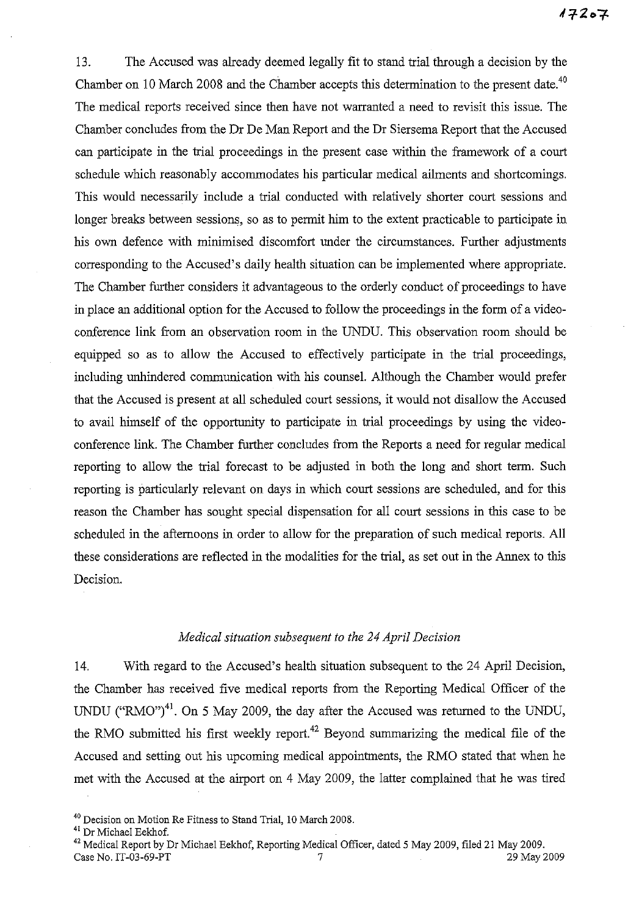13. The Accused was already deemed legally fit to stand trial through a decision by the Chamber on 10 March 2008 and the Chamber accepts this determination to the present date.[40] The medical reports received since then have not warranted a need to revisit this issue. The Chamber concludes from the Dr De Man Report and the Dr Siersema Report that the Accused can participate in the trial proceedings in the present case within the framework of a court schedule which reasonably accommodates his particular medical ailments and shortcomings. This would necessarily include a trial conducted with relatively shorter court sessions and longer breaks between sessions, so as to permit him to the extent practicable to participate in his own defence with minimised discomfort under the circumstances. Further adjustments corresponding to the Accused's daily health situation can be implemented where appropriate. The Chamber further considers it advantageous to the orderly conduct of proceedings to have in place an additional option for the Accused to follow the proceedings in the form of a video-conference link from an observation room in the UNDU. This observation room should be equipped so as to allow the Accused to effectively participate in the trial proceedings, including unhindered communication with his counsel. Although the Chamber would prefer that the Accused is present at all scheduled court sessions, it would not disallow the Accused to avail himself of the opportunity to participate in trial proceedings by using the video-conference link. The Chamber further concludes from the Reports a need for regular medical reporting to allow the trial forecast to be adjusted in both the long and short term. Such reporting is particularly relevant on days in which court sessions are scheduled, and for this reason the Chamber has sought special dispensation for all court sessions in this case to be scheduled in the afternoons in order to allow for the preparation of such medical reports. All these considerations are reflected in the modalities for the trial, as set out in the Annex to this Decision.

### *Medical situation subsequent to the 24 April Decision*

14. With regard to the Accused's health situation subsequent to the 24 April Decision, the Chamber has received five medical reports from the Reporting Medical Officer of the UNDU ("RMO")[41]. On 5 May 2009, the day after the Accused was returned to the UNDU, the RMO submitted his first weekly report.[42] Beyond summarizing the medical file of the Accused and setting out his upcoming medical appointments, the RMO stated that when he met with the Accused at the airport on 4 May 2009, the latter complained that he was tired

[40] Decision on Motion Re Fitness to Stand Trial, 10 March 2008.

[41] Dr Michael Eekhof.

[42] Medical Report by Dr Michael Eekhof, Reporting Medical Officer, dated 5 May 2009, filed 21 May 2009.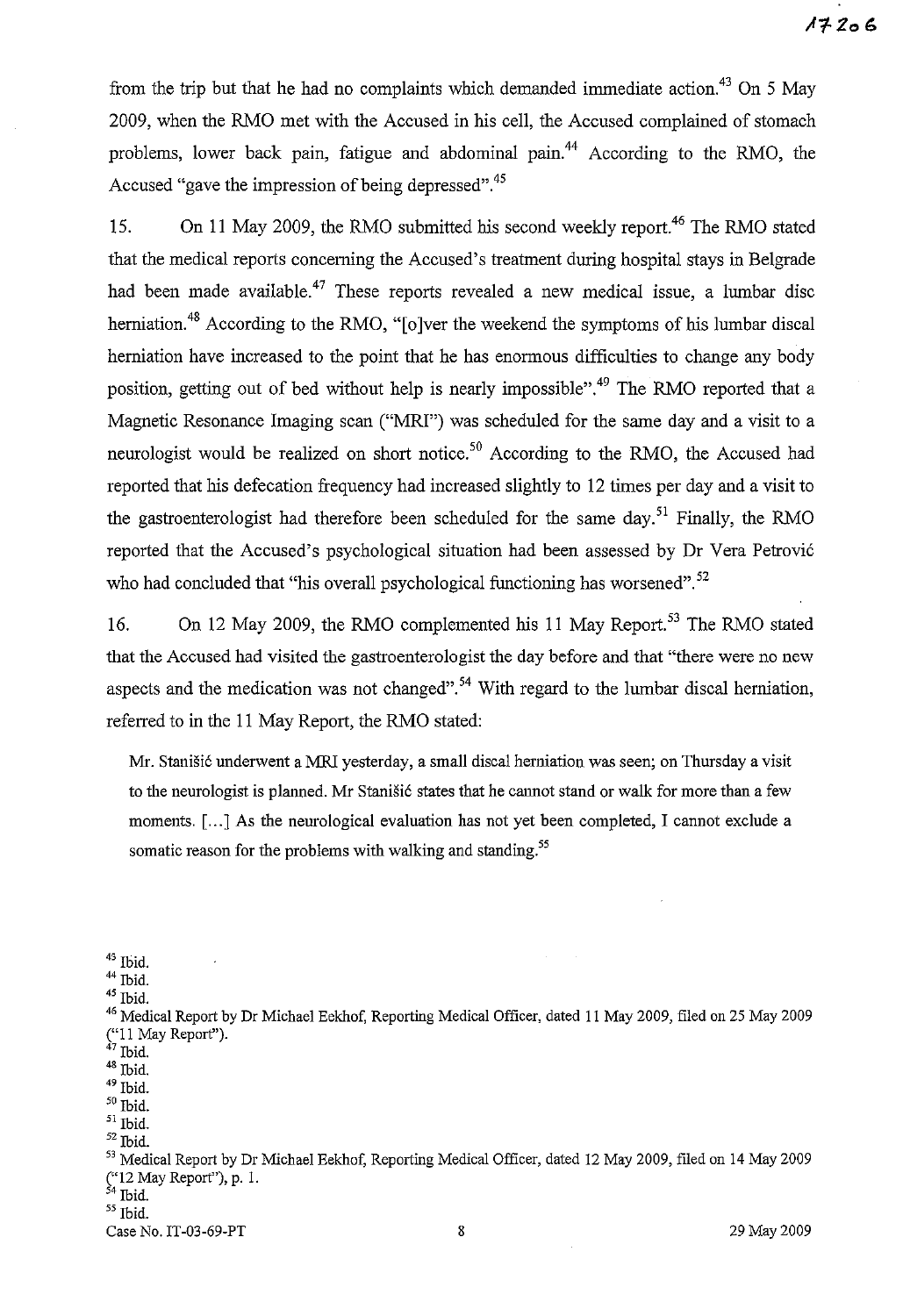from the trip but that he had no complaints which demanded immediate action.[43] On 5 May 2009, when the RMO met with the Accused in his cell, the Accused complained of stomach problems, lower back pain, fatigue and abdominal pain.[44] According to the RMO, the Accused "gave the impression of being depressed".[45]

15. On 11 May 2009, the RMO submitted his second weekly report.[46] The RMO stated that the medical reports concerning the Accused's treatment during hospital stays in Belgrade had been made available.[47] These reports revealed a new medical issue, a lumbar disc herniation.[48] According to the RMO, "[o]ver the weekend the symptoms of his lumbar discal herniation have increased to the point that he has enormous difficulties to change any body position, getting out of bed without help is nearly impossible".[49] The RMO reported that a Magnetic Resonance Imaging scan ("MRI") was scheduled for the same day and a visit to a neurologist would be realized on short notice.[50] According to the RMO, the Accused had reported that his defecation frequency had increased slightly to 12 times per day and a visit to the gastroenterologist had therefore been scheduled for the same day.[51] Finally, the RMO reported that the Accused's psychological situation had been assessed by Dr Vera Petrović who had concluded that "his overall psychological functioning has worsened".[52]

16. On 12 May 2009, the RMO complemented his 11 May Report.[53] The RMO stated that the Accused had visited the gastroenterologist the day before and that "there were no new aspects and the medication was not changed".[54] With regard to the lumbar discal herniation, referred to in the 11 May Report, the RMO stated:

> Mr. Stanišić underwent a MRI yesterday, a small discal herniation was seen; on Thursday a visit to the neurologist is planned. Mr Stanišić states that he cannot stand or walk for more than a few moments. [...] As the neurological evaluation has not yet been completed, I cannot exclude a somatic reason for the problems with walking and standing.[55]

---

[43] Ibid.
[44] Ibid.
[45] Ibid.
[46] Medical Report by Dr Michael Eekhof, Reporting Medical Officer, dated 11 May 2009, filed on 25 May 2009 ("11 May Report").
[47] Ibid.
[48] Ibid.
[49] Ibid.
[50] Ibid.
[51] Ibid.
[52] Ibid.
[53] Medical Report by Dr Michael Eekhof, Reporting Medical Officer, dated 12 May 2009, filed on 14 May 2009 ("12 May Report"), p. 1.
[54] Ibid.
[55] Ibid.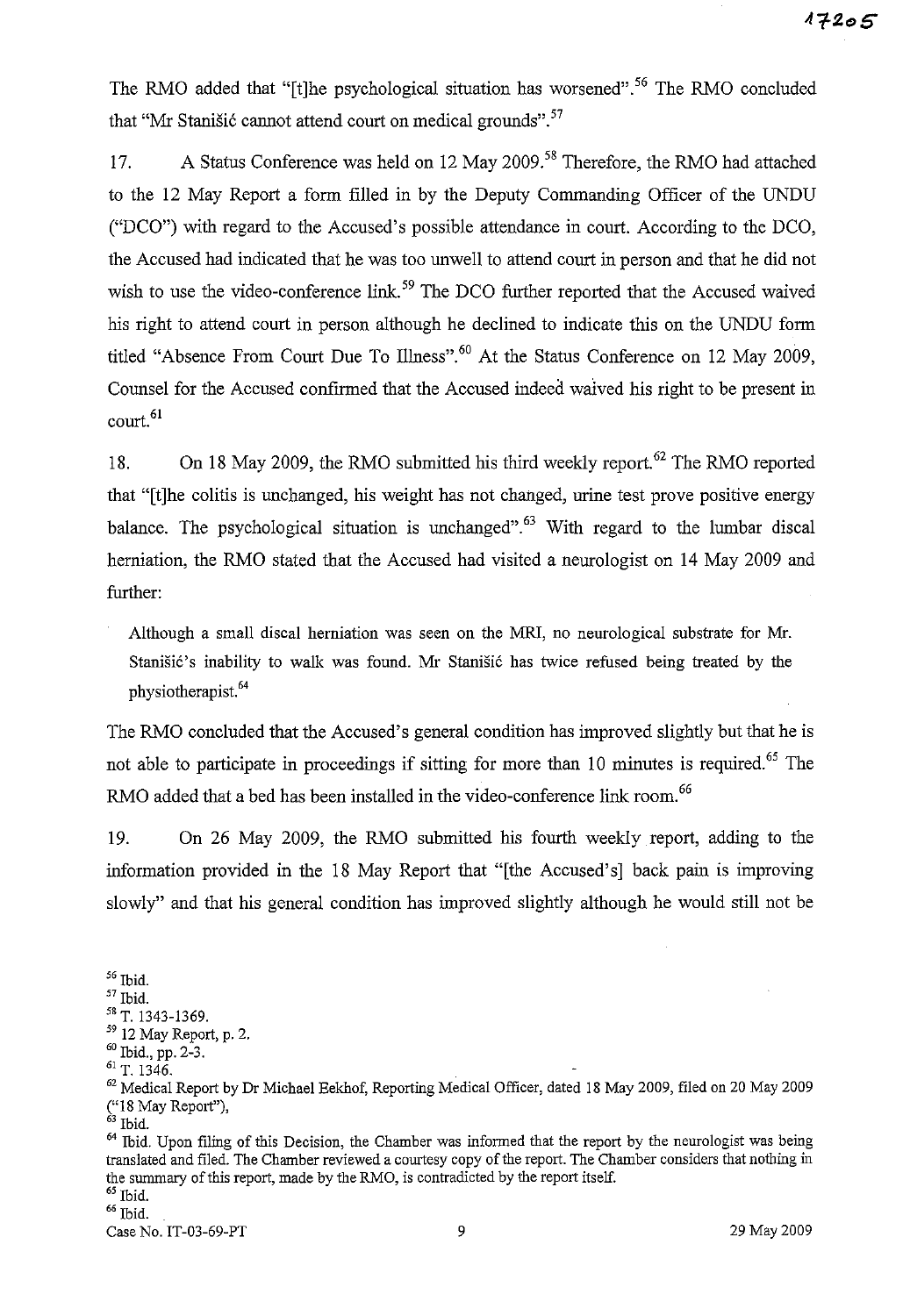The RMO added that "[t]he psychological situation has worsened".[56] The RMO concluded that "Mr Stanišić cannot attend court on medical grounds".[57]

17. A Status Conference was held on 12 May 2009.[58] Therefore, the RMO had attached to the 12 May Report a form filled in by the Deputy Commanding Officer of the UNDU ("DCO") with regard to the Accused's possible attendance in court. According to the DCO, the Accused had indicated that he was too unwell to attend court in person and that he did not wish to use the video-conference link.[59] The DCO further reported that the Accused waived his right to attend court in person although he declined to indicate this on the UNDU form titled "Absence From Court Due To Illness".[60] At the Status Conference on 12 May 2009, Counsel for the Accused confirmed that the Accused indeed waived his right to be present in court.[61]

18. On 18 May 2009, the RMO submitted his third weekly report.[62] The RMO reported that "[t]he colitis is unchanged, his weight has not changed, urine test prove positive energy balance. The psychological situation is unchanged".[63] With regard to the lumbar discal herniation, the RMO stated that the Accused had visited a neurologist on 14 May 2009 and further:

> Although a small discal herniation was seen on the MRI, no neurological substrate for Mr. Stanišić's inability to walk was found. Mr Stanišić has twice refused being treated by the physiotherapist.[64]

The RMO concluded that the Accused's general condition has improved slightly but that he is not able to participate in proceedings if sitting for more than 10 minutes is required.[65] The RMO added that a bed has been installed in the video-conference link room.[66]

19. On 26 May 2009, the RMO submitted his fourth weekly report, adding to the information provided in the 18 May Report that "[the Accused's] back pain is improving slowly" and that his general condition has improved slightly although he would still not be

---

[56] Ibid.

[57] Ibid.

[58] T. 1343-1369.

[59] 12 May Report, p. 2.

[60] Ibid., pp. 2-3.

[61] T. 1346.

[62] Medical Report by Dr Michael Eekhof, Reporting Medical Officer, dated 18 May 2009, filed on 20 May 2009 ("18 May Report"),

[63] Ibid.

[64] Ibid. Upon filing of this Decision, the Chamber was informed that the report by the neurologist was being translated and filed. The Chamber reviewed a courtesy copy of the report. The Chamber considers that nothing in the summary of this report, made by the RMO, is contradicted by the report itself.

[65] Ibid.

[66] Ibid.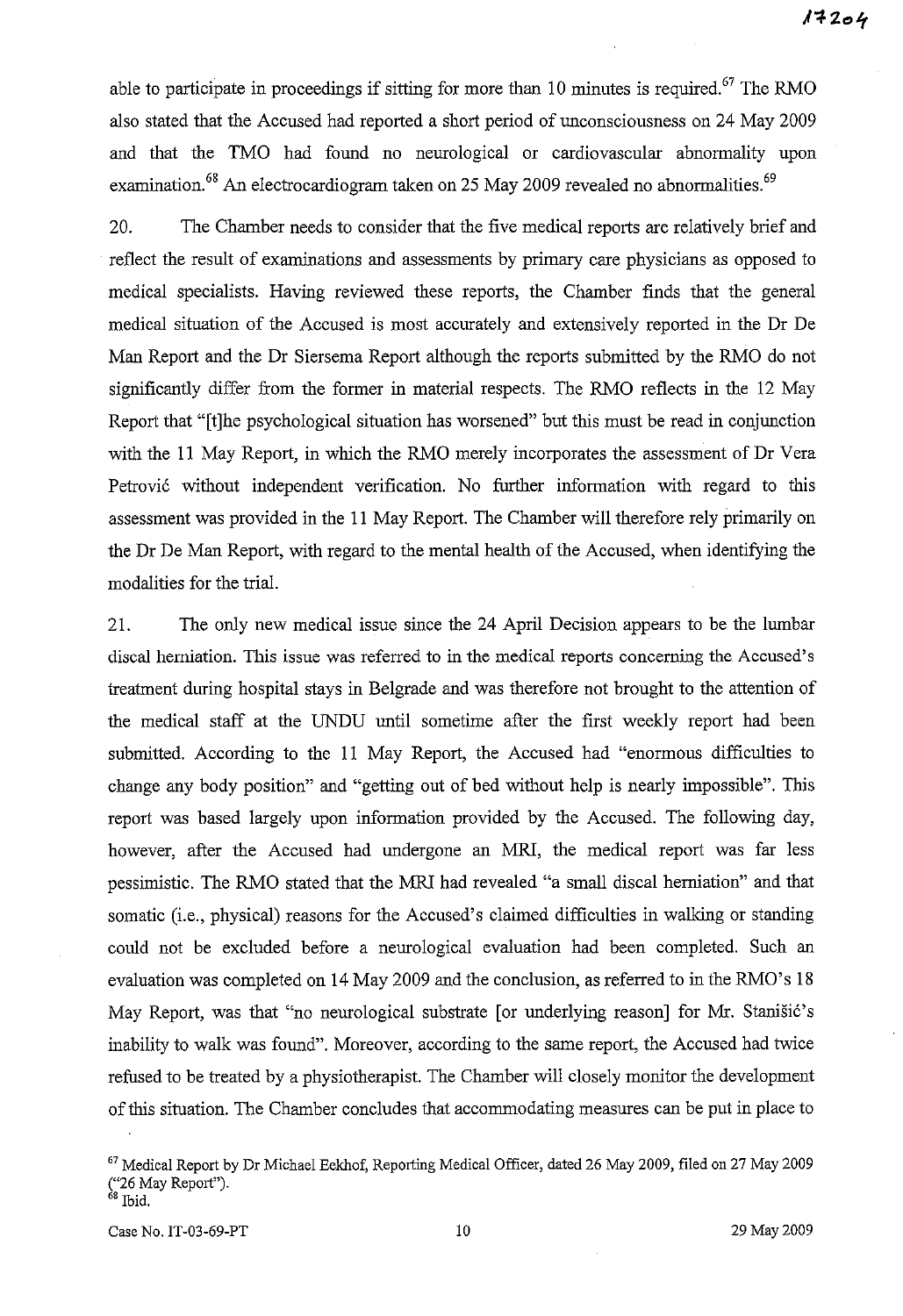able to participate in proceedings if sitting for more than 10 minutes is required.[67] The RMO also stated that the Accused had reported a short period of unconsciousness on 24 May 2009 and that the TMO had found no neurological or cardiovascular abnormality upon examination.[68] An electrocardiogram taken on 25 May 2009 revealed no abnormalities.[69]

20. The Chamber needs to consider that the five medical reports are relatively brief and reflect the result of examinations and assessments by primary care physicians as opposed to medical specialists. Having reviewed these reports, the Chamber finds that the general medical situation of the Accused is most accurately and extensively reported in the Dr De Man Report and the Dr Siersema Report although the reports submitted by the RMO do not significantly differ from the former in material respects. The RMO reflects in the 12 May Report that "[t]he psychological situation has worsened" but this must be read in conjunction with the 11 May Report, in which the RMO merely incorporates the assessment of Dr Vera Petrović without independent verification. No further information with regard to this assessment was provided in the 11 May Report. The Chamber will therefore rely primarily on the Dr De Man Report, with regard to the mental health of the Accused, when identifying the modalities for the trial.

21. The only new medical issue since the 24 April Decision appears to be the lumbar discal herniation. This issue was referred to in the medical reports concerning the Accused's treatment during hospital stays in Belgrade and was therefore not brought to the attention of the medical staff at the UNDU until sometime after the first weekly report had been submitted. According to the 11 May Report, the Accused had "enormous difficulties to change any body position" and "getting out of bed without help is nearly impossible". This report was based largely upon information provided by the Accused. The following day, however, after the Accused had undergone an MRI, the medical report was far less pessimistic. The RMO stated that the MRI had revealed "a small discal herniation" and that somatic (i.e., physical) reasons for the Accused's claimed difficulties in walking or standing could not be excluded before a neurological evaluation had been completed. Such an evaluation was completed on 14 May 2009 and the conclusion, as referred to in the RMO's 18 May Report, was that "no neurological substrate [or underlying reason] for Mr. Stanišić's inability to walk was found". Moreover, according to the same report, the Accused had twice refused to be treated by a physiotherapist. The Chamber will closely monitor the development of this situation. The Chamber concludes that accommodating measures can be put in place to

---

[67] Medical Report by Dr Michael Eekhof, Reporting Medical Officer, dated 26 May 2009, filed on 27 May 2009 ("26 May Report").

[68] Ibid.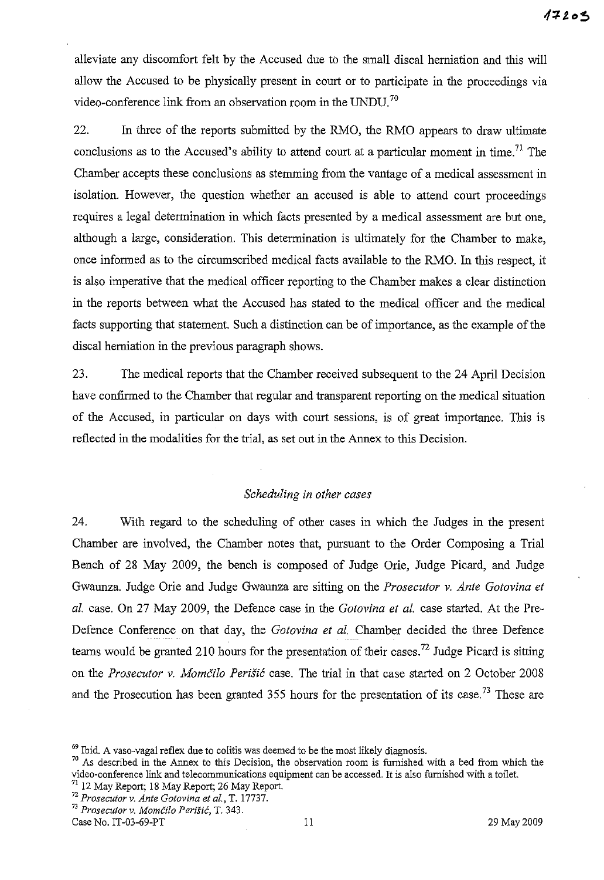alleviate any discomfort felt by the Accused due to the small discal herniation and this will allow the Accused to be physically present in court or to participate in the proceedings via video-conference link from an observation room in the UNDU.[70]

22. In three of the reports submitted by the RMO, the RMO appears to draw ultimate conclusions as to the Accused's ability to attend court at a particular moment in time.[71] The Chamber accepts these conclusions as stemming from the vantage of a medical assessment in isolation. However, the question whether an accused is able to attend court proceedings requires a legal determination in which facts presented by a medical assessment are but one, although a large, consideration. This determination is ultimately for the Chamber to make, once informed as to the circumscribed medical facts available to the RMO. In this respect, it is also imperative that the medical officer reporting to the Chamber makes a clear distinction in the reports between what the Accused has stated to the medical officer and the medical facts supporting that statement. Such a distinction can be of importance, as the example of the discal herniation in the previous paragraph shows.

23. The medical reports that the Chamber received subsequent to the 24 April Decision have confirmed to the Chamber that regular and transparent reporting on the medical situation of the Accused, in particular on days with court sessions, is of great importance. This is reflected in the modalities for the trial, as set out in the Annex to this Decision.

*Scheduling in other cases*

24. With regard to the scheduling of other cases in which the Judges in the present Chamber are involved, the Chamber notes that, pursuant to the Order Composing a Trial Bench of 28 May 2009, the bench is composed of Judge Orie, Judge Picard, and Judge Gwaunza. Judge Orie and Judge Gwaunza are sitting on the *Prosecutor v. Ante Gotovina et al.* case. On 27 May 2009, the Defence case in the *Gotovina et al.* case started. At the Pre-Defence Conference on that day, the *Gotovina et al.* Chamber decided the three Defence teams would be granted 210 hours for the presentation of their cases.[72] Judge Picard is sitting on the *Prosecutor v. Momčilo Perišić* case. The trial in that case started on 2 October 2008 and the Prosecution has been granted 355 hours for the presentation of its case.[73] These are

---

[69] Ibid. A vaso-vagal reflex due to colitis was deemed to be the most likely diagnosis.

[70] As described in the Annex to this Decision, the observation room is furnished with a bed from which the video-conference link and telecommunications equipment can be accessed. It is also furnished with a toilet.

[71] 12 May Report; 18 May Report; 26 May Report.

[72] *Prosecutor v. Ante Gotovina et al.*, T. 17737.

[73] *Prosecutor v. Momčilo Perišić*, T. 343.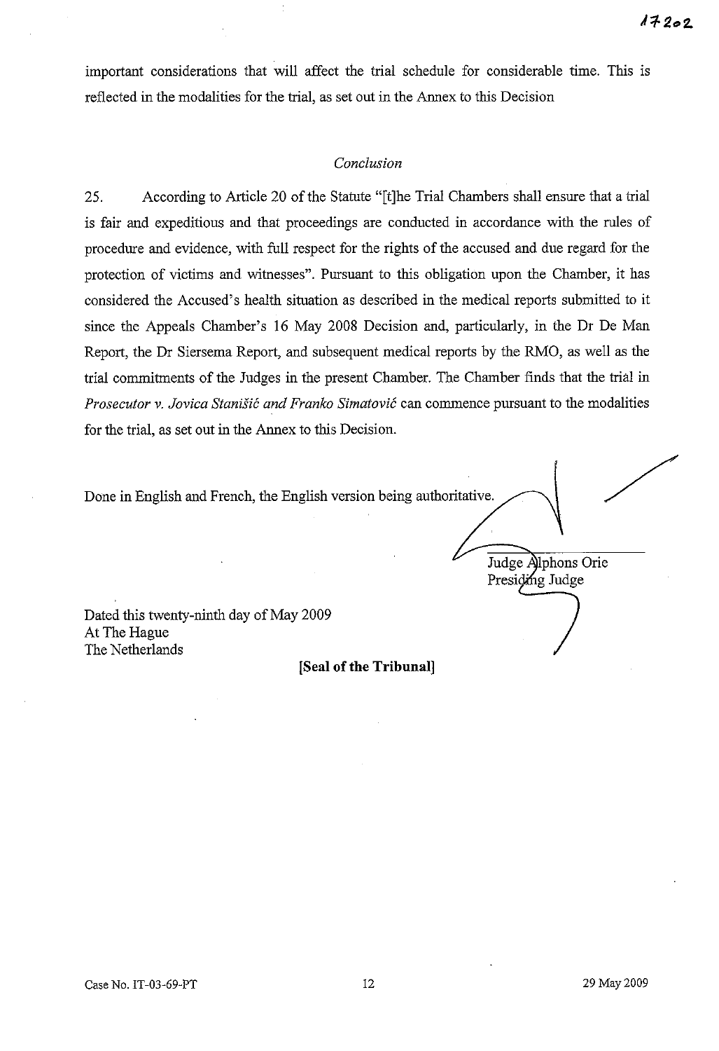important considerations that will affect the trial schedule for considerable time. This is reflected in the modalities for the trial, as set out in the Annex to this Decision

### *Conclusion*

25. According to Article 20 of the Statute "[t]he Trial Chambers shall ensure that a trial is fair and expeditious and that proceedings are conducted in accordance with the rules of procedure and evidence, with full respect for the rights of the accused and due regard for the protection of victims and witnesses". Pursuant to this obligation upon the Chamber, it has considered the Accused's health situation as described in the medical reports submitted to it since the Appeals Chamber's 16 May 2008 Decision and, particularly, in the Dr De Man Report, the Dr Siersema Report, and subsequent medical reports by the RMO, as well as the trial commitments of the Judges in the present Chamber. The Chamber finds that the trial in *Prosecutor v. Jovica Stanišić and Franko Simatović* can commence pursuant to the modalities for the trial, as set out in the Annex to this Decision.

Done in English and French, the English version being authoritative.

Judge Alphons Orie
Presiding Judge

Dated this twenty-ninth day of May 2009
At The Hague
The Netherlands

**[Seal of the Tribunal]**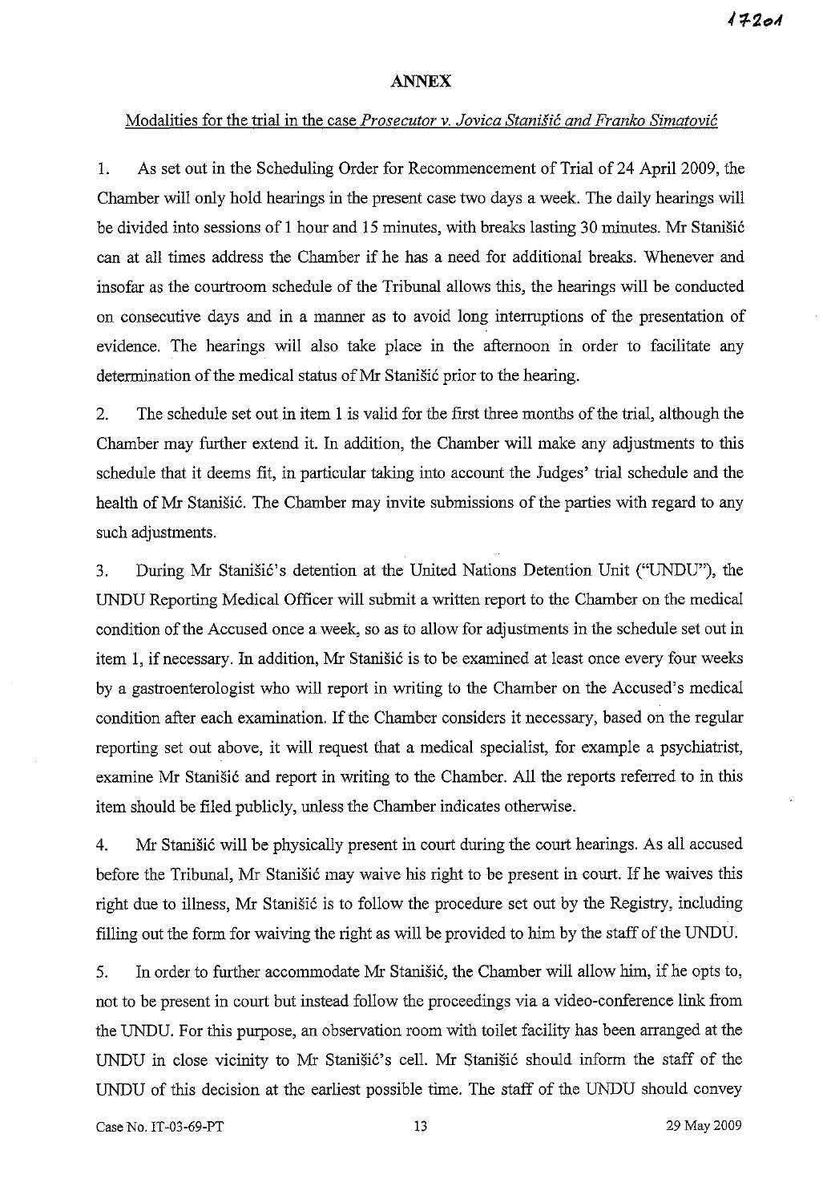## ANNEX

Modalities for the trial in the case *Prosecutor v. Jovica Stanišić and Franko Simatović*

1. As set out in the Scheduling Order for Recommencement of Trial of 24 April 2009, the Chamber will only hold hearings in the present case two days a week. The daily hearings will be divided into sessions of 1 hour and 15 minutes, with breaks lasting 30 minutes. Mr Stanišić can at all times address the Chamber if he has a need for additional breaks. Whenever and insofar as the courtroom schedule of the Tribunal allows this, the hearings will be conducted on consecutive days and in a manner as to avoid long interruptions of the presentation of evidence. The hearings will also take place in the afternoon in order to facilitate any determination of the medical status of Mr Stanišić prior to the hearing.

2. The schedule set out in item 1 is valid for the first three months of the trial, although the Chamber may further extend it. In addition, the Chamber will make any adjustments to this schedule that it deems fit, in particular taking into account the Judges' trial schedule and the health of Mr Stanišić. The Chamber may invite submissions of the parties with regard to any such adjustments.

3. During Mr Stanišić's detention at the United Nations Detention Unit ("UNDU"), the UNDU Reporting Medical Officer will submit a written report to the Chamber on the medical condition of the Accused once a week, so as to allow for adjustments in the schedule set out in item 1, if necessary. In addition, Mr Stanišić is to be examined at least once every four weeks by a gastroenterologist who will report in writing to the Chamber on the Accused's medical condition after each examination. If the Chamber considers it necessary, based on the regular reporting set out above, it will request that a medical specialist, for example a psychiatrist, examine Mr Stanišić and report in writing to the Chamber. All the reports referred to in this item should be filed publicly, unless the Chamber indicates otherwise.

4. Mr Stanišić will be physically present in court during the court hearings. As all accused before the Tribunal, Mr Stanišić may waive his right to be present in court. If he waives this right due to illness, Mr Stanišić is to follow the procedure set out by the Registry, including filling out the form for waiving the right as will be provided to him by the staff of the UNDU.

5. In order to further accommodate Mr Stanišić, the Chamber will allow him, if he opts to, not to be present in court but instead follow the proceedings via a video-conference link from the UNDU. For this purpose, an observation room with toilet facility has been arranged at the UNDU in close vicinity to Mr Stanišić's cell. Mr Stanišić should inform the staff of the UNDU of this decision at the earliest possible time. The staff of the UNDU should convey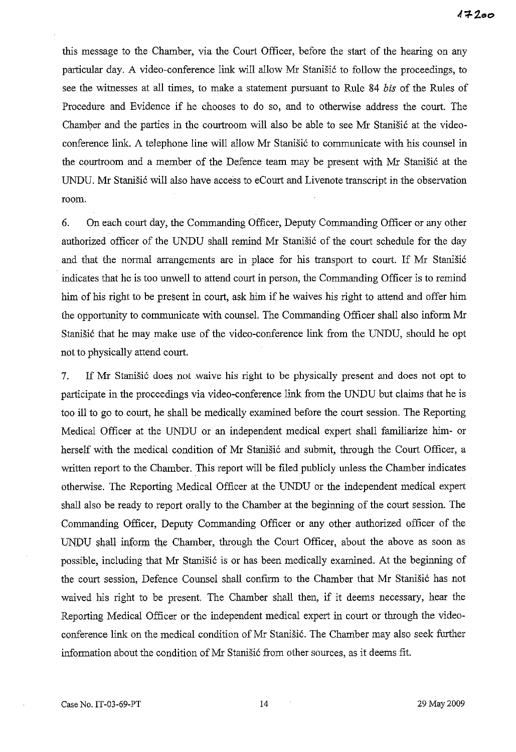this message to the Chamber, via the Court Officer, before the start of the hearing on any particular day. A video-conference link will allow Mr Stanišić to follow the proceedings, to see the witnesses at all times, to make a statement pursuant to Rule 84 *bis* of the Rules of Procedure and Evidence if he chooses to do so, and to otherwise address the court. The Chamber and the parties in the courtroom will also be able to see Mr Stanišić at the video-conference link. A telephone line will allow Mr Stanišić to communicate with his counsel in the courtroom and a member of the Defence team may be present with Mr Stanišić at the UNDU. Mr Stanišić will also have access to eCourt and Livenote transcript in the observation room.

6. On each court day, the Commanding Officer, Deputy Commanding Officer or any other authorized officer of the UNDU shall remind Mr Stanišić of the court schedule for the day and that the normal arrangements are in place for his transport to court. If Mr Stanišić indicates that he is too unwell to attend court in person, the Commanding Officer is to remind him of his right to be present in court, ask him if he waives his right to attend and offer him the opportunity to communicate with counsel. The Commanding Officer shall also inform Mr Stanišić that he may make use of the video-conference link from the UNDU, should he opt not to physically attend court.

7. If Mr Stanišić does not waive his right to be physically present and does not opt to participate in the proceedings via video-conference link from the UNDU but claims that he is too ill to go to court, he shall be medically examined before the court session. The Reporting Medical Officer at the UNDU or an independent medical expert shall familiarize him- or herself with the medical condition of Mr Stanišić and submit, through the Court Officer, a written report to the Chamber. This report will be filed publicly unless the Chamber indicates otherwise. The Reporting Medical Officer at the UNDU or the independent medical expert shall also be ready to report orally to the Chamber at the beginning of the court session. The Commanding Officer, Deputy Commanding Officer or any other authorized officer of the UNDU shall inform the Chamber, through the Court Officer, about the above as soon as possible, including that Mr Stanišić is or has been medically examined. At the beginning of the court session, Defence Counsel shall confirm to the Chamber that Mr Stanišić has not waived his right to be present. The Chamber shall then, if it deems necessary, hear the Reporting Medical Officer or the independent medical expert in court or through the video-conference link on the medical condition of Mr Stanišić. The Chamber may also seek further information about the condition of Mr Stanišić from other sources, as it deems fit.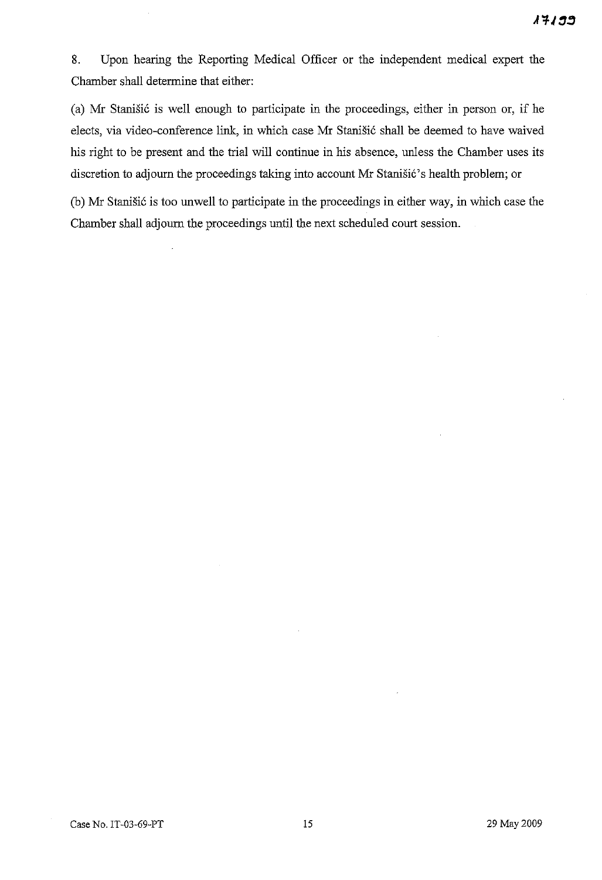8. Upon hearing the Reporting Medical Officer or the independent medical expert the Chamber shall determine that either:

(a) Mr Stanišić is well enough to participate in the proceedings, either in person or, if he elects, via video-conference link, in which case Mr Stanišić shall be deemed to have waived his right to be present and the trial will continue in his absence, unless the Chamber uses its discretion to adjourn the proceedings taking into account Mr Stanišić's health problem; or

(b) Mr Stanišić is too unwell to participate in the proceedings in either way, in which case the Chamber shall adjourn the proceedings until the next scheduled court session.